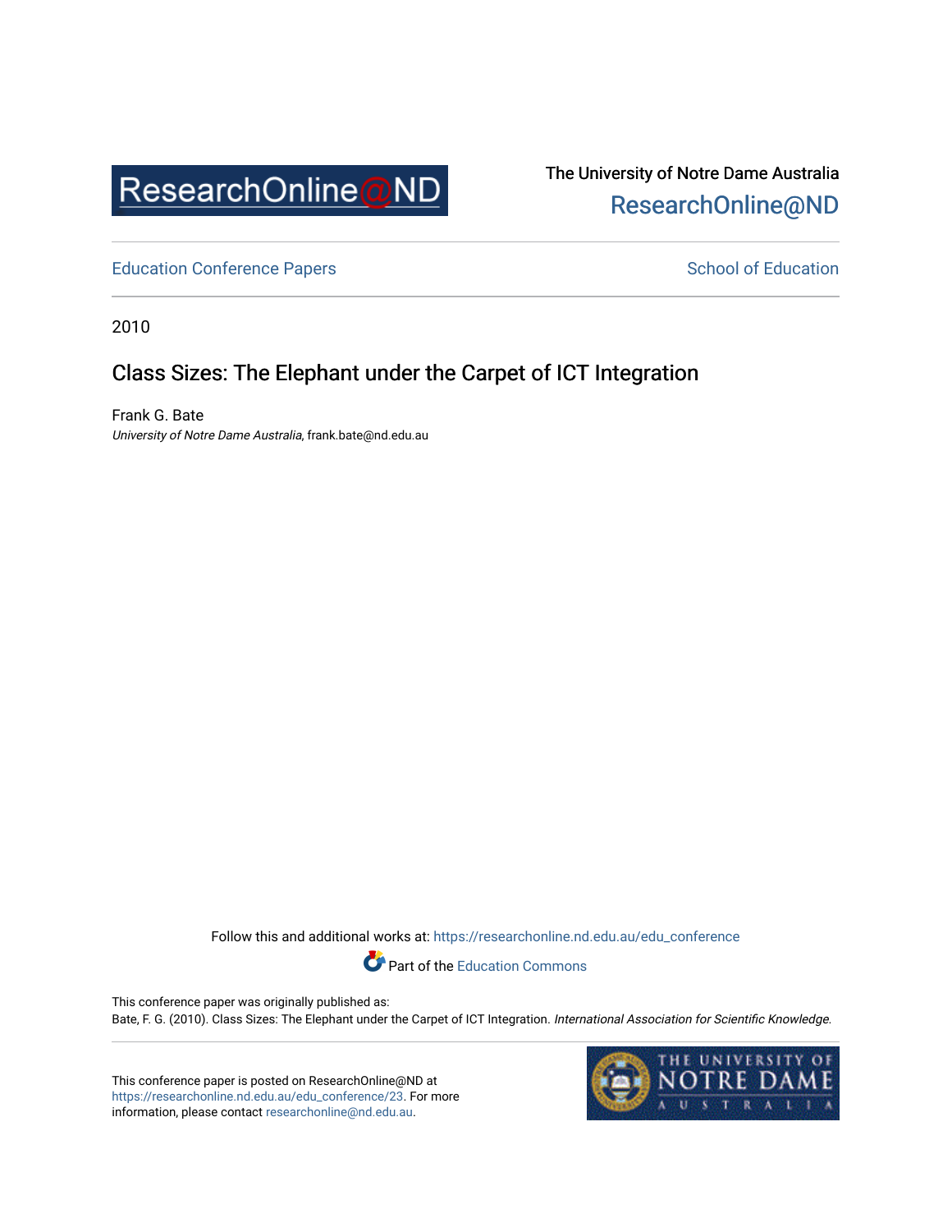ResearchOnline@ND

The University of Notre Dame Australia
ResearchOnline@ND

Education Conference Papers | School of Education

2010

# Class Sizes: The Elephant under the Carpet of ICT Integration

Frank G. Bate
*University of Notre Dame Australia*, frank.bate@nd.edu.au

Follow this and additional works at: https://researchonline.nd.edu.au/edu_conference

Part of the Education Commons

This conference paper was originally published as:
Bate, F. G. (2010). Class Sizes: The Elephant under the Carpet of ICT Integration. *International Association for Scientific Knowledge*.

This conference paper is posted on ResearchOnline@ND at https://researchonline.nd.edu.au/edu_conference/23. For more information, please contact researchonline@nd.edu.au.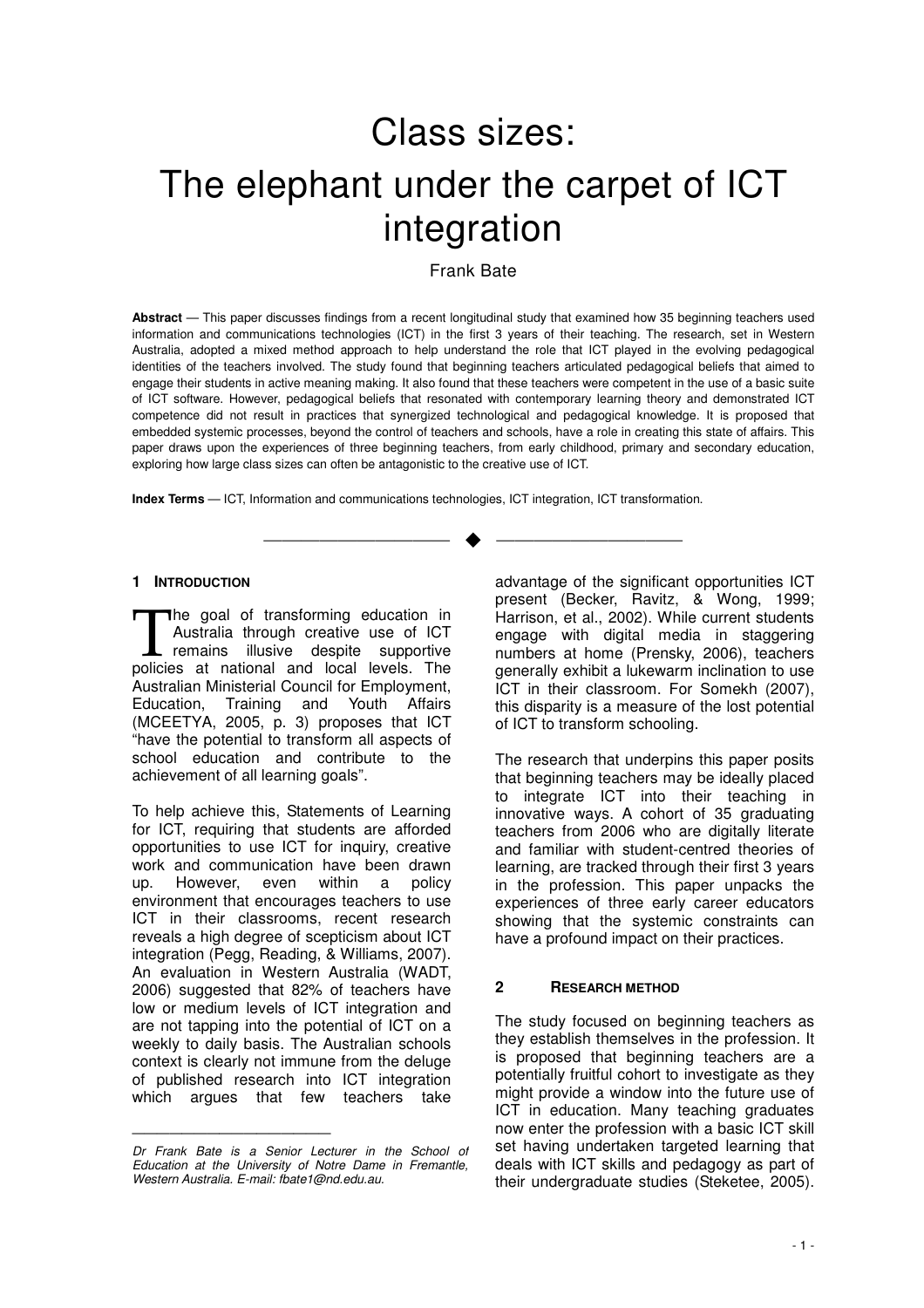# Class sizes: The elephant under the carpet of ICT integration

Frank Bate

**Abstract** — This paper discusses findings from a recent longitudinal study that examined how 35 beginning teachers used information and communications technologies (ICT) in the first 3 years of their teaching. The research, set in Western Australia, adopted a mixed method approach to help understand the role that ICT played in the evolving pedagogical identities of the teachers involved. The study found that beginning teachers articulated pedagogical beliefs that aimed to engage their students in active meaning making. It also found that these teachers were competent in the use of a basic suite of ICT software. However, pedagogical beliefs that resonated with contemporary learning theory and demonstrated ICT competence did not result in practices that synergized technological and pedagogical knowledge. It is proposed that embedded systemic processes, beyond the control of teachers and schools, have a role in creating this state of affairs. This paper draws upon the experiences of three beginning teachers, from early childhood, primary and secondary education, exploring how large class sizes can often be antagonistic to the creative use of ICT.

**Index Terms** — ICT, Information and communications technologies, ICT integration, ICT transformation.

---

## 1 Introduction

The goal of transforming education in Australia through creative use of ICT remains illusive despite supportive policies at national and local levels. The Australian Ministerial Council for Employment, Education, Training and Youth Affairs (MCEETYA, 2005, p. 3) proposes that ICT "have the potential to transform all aspects of school education and contribute to the achievement of all learning goals".

To help achieve this, Statements of Learning for ICT, requiring that students are afforded opportunities to use ICT for inquiry, creative work and communication have been drawn up. However, even within a policy environment that encourages teachers to use ICT in their classrooms, recent research reveals a high degree of scepticism about ICT integration (Pegg, Reading, & Williams, 2007). An evaluation in Western Australia (WADT, 2006) suggested that 82% of teachers have low or medium levels of ICT integration and are not tapping into the potential of ICT on a weekly to daily basis. The Australian schools context is clearly not immune from the deluge of published research into ICT integration which argues that few teachers take advantage of the significant opportunities ICT present (Becker, Ravitz, & Wong, 1999; Harrison, et al., 2002). While current students engage with digital media in staggering numbers at home (Prensky, 2006), teachers generally exhibit a lukewarm inclination to use ICT in their classroom. For Somekh (2007), this disparity is a measure of the lost potential of ICT to transform schooling.

The research that underpins this paper posits that beginning teachers may be ideally placed to integrate ICT into their teaching in innovative ways. A cohort of 35 graduating teachers from 2006 who are digitally literate and familiar with student-centred theories of learning, are tracked through their first 3 years in the profession. This paper unpacks the experiences of three early career educators showing that the systemic constraints can have a profound impact on their practices.

## 2 Research Method

The study focused on beginning teachers as they establish themselves in the profession. It is proposed that beginning teachers are a potentially fruitful cohort to investigate as they might provide a window into the future use of ICT in education. Many teaching graduates now enter the profession with a basic ICT skill set having undertaken targeted learning that deals with ICT skills and pedagogy as part of their undergraduate studies (Steketee, 2005).

---

*Dr Frank Bate is a Senior Lecturer in the School of Education at the University of Notre Dame in Fremantle, Western Australia. E-mail: fbate1@nd.edu.au.*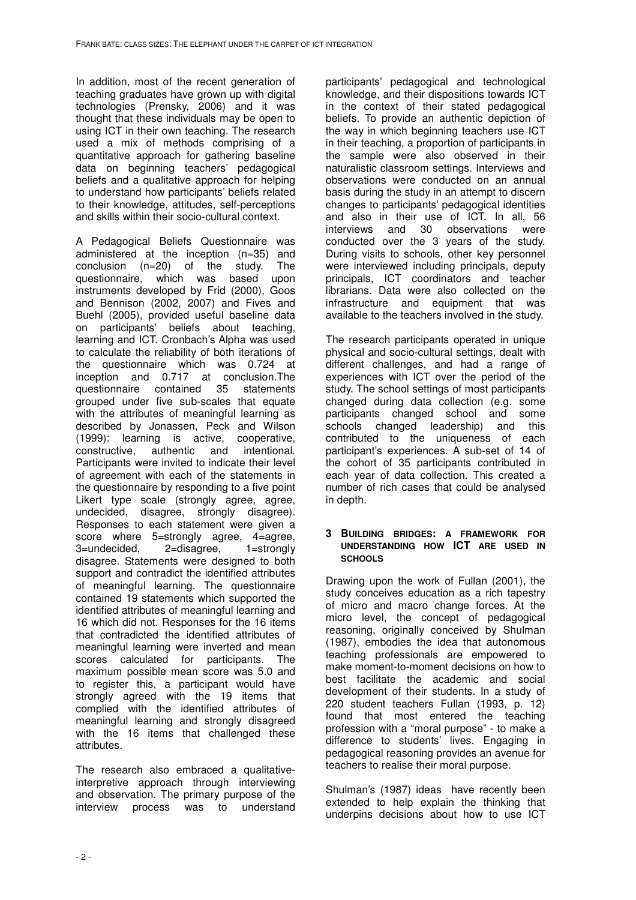In addition, most of the recent generation of teaching graduates have grown up with digital technologies (Prensky, 2006) and it was thought that these individuals may be open to using ICT in their own teaching. The research used a mix of methods comprising of a quantitative approach for gathering baseline data on beginning teachers' pedagogical beliefs and a qualitative approach for helping to understand how participants' beliefs related to their knowledge, attitudes, self-perceptions and skills within their socio-cultural context.

A Pedagogical Beliefs Questionnaire was administered at the inception (n=35) and conclusion (n=20) of the study. The questionnaire, which was based upon instruments developed by Frid (2000), Goos and Bennison (2002, 2007) and Fives and Buehl (2005), provided useful baseline data on participants' beliefs about teaching, learning and ICT. Cronbach's Alpha was used to calculate the reliability of both iterations of the questionnaire which was 0.724 at inception and 0.717 at conclusion.The questionnaire contained 35 statements grouped under five sub-scales that equate with the attributes of meaningful learning as described by Jonassen, Peck and Wilson (1999): learning is active, cooperative, constructive, authentic and intentional. Participants were invited to indicate their level of agreement with each of the statements in the questionnaire by responding to a five point Likert type scale (strongly agree, agree, undecided, disagree, strongly disagree). Responses to each statement were given a score where 5=strongly agree, 4=agree, 3=undecided, 2=disagree, 1=strongly disagree. Statements were designed to both support and contradict the identified attributes of meaningful learning. The questionnaire contained 19 statements which supported the identified attributes of meaningful learning and 16 which did not. Responses for the 16 items that contradicted the identified attributes of meaningful learning were inverted and mean scores calculated for participants. The maximum possible mean score was 5.0 and to register this, a participant would have strongly agreed with the 19 items that complied with the identified attributes of meaningful learning and strongly disagreed with the 16 items that challenged these attributes.

The research also embraced a qualitative-interpretive approach through interviewing and observation. The primary purpose of the interview process was to understand participants' pedagogical and technological knowledge, and their dispositions towards ICT in the context of their stated pedagogical beliefs. To provide an authentic depiction of the way in which beginning teachers use ICT in their teaching, a proportion of participants in the sample were also observed in their naturalistic classroom settings. Interviews and observations were conducted on an annual basis during the study in an attempt to discern changes to participants' pedagogical identities and also in their use of ICT. In all, 56 interviews and 30 observations were conducted over the 3 years of the study. During visits to schools, other key personnel were interviewed including principals, deputy principals, ICT coordinators and teacher librarians. Data were also collected on the infrastructure and equipment that was available to the teachers involved in the study.

The research participants operated in unique physical and socio-cultural settings, dealt with different challenges, and had a range of experiences with ICT over the period of the study. The school settings of most participants changed during data collection (e.g. some participants changed school and some schools changed leadership) and this contributed to the uniqueness of each participant's experiences. A sub-set of 14 of the cohort of 35 participants contributed in each year of data collection. This created a number of rich cases that could be analysed in depth.

## 3 BUILDING BRIDGES: A FRAMEWORK FOR UNDERSTANDING HOW ICT ARE USED IN SCHOOLS

Drawing upon the work of Fullan (2001), the study conceives education as a rich tapestry of micro and macro change forces. At the micro level, the concept of pedagogical reasoning, originally conceived by Shulman (1987), embodies the idea that autonomous teaching professionals are empowered to make moment-to-moment decisions on how to best facilitate the academic and social development of their students. In a study of 220 student teachers Fullan (1993, p. 12) found that most entered the teaching profession with a "moral purpose" - to make a difference to students' lives. Engaging in pedagogical reasoning provides an avenue for teachers to realise their moral purpose.

Shulman's (1987) ideas have recently been extended to help explain the thinking that underpins decisions about how to use ICT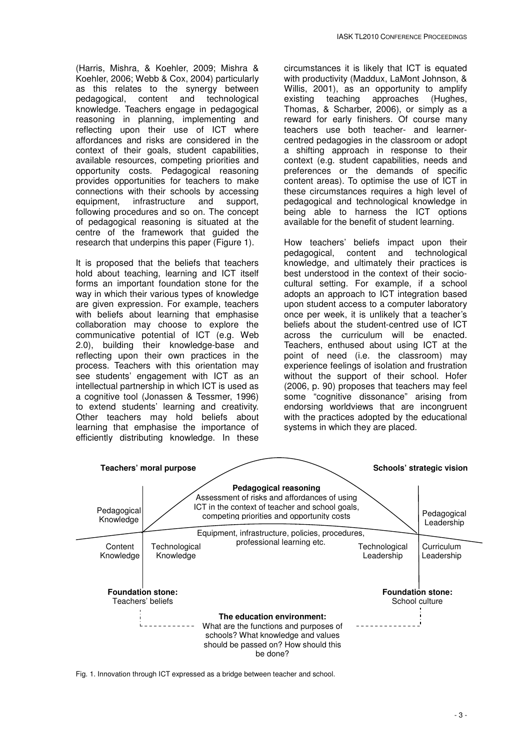(Harris, Mishra, & Koehler, 2009; Mishra & Koehler, 2006; Webb & Cox, 2004) particularly as this relates to the synergy between pedagogical, content and technological knowledge. Teachers engage in pedagogical reasoning in planning, implementing and reflecting upon their use of ICT where affordances and risks are considered in the context of their goals, student capabilities, available resources, competing priorities and opportunity costs. Pedagogical reasoning provides opportunities for teachers to make connections with their schools by accessing equipment, infrastructure and support, following procedures and so on. The concept of pedagogical reasoning is situated at the centre of the framework that guided the research that underpins this paper (Figure 1).

It is proposed that the beliefs that teachers hold about teaching, learning and ICT itself forms an important foundation stone for the way in which their various types of knowledge are given expression. For example, teachers with beliefs about learning that emphasise collaboration may choose to explore the communicative potential of ICT (e.g. Web 2.0), building their knowledge-base and reflecting upon their own practices in the process. Teachers with this orientation may see students' engagement with ICT as an intellectual partnership in which ICT is used as a cognitive tool (Jonassen & Tessmer, 1996) to extend students' learning and creativity. Other teachers may hold beliefs about learning that emphasise the importance of efficiently distributing knowledge. In these circumstances it is likely that ICT is equated with productivity (Maddux, LaMont Johnson, & Willis, 2001), as an opportunity to amplify existing teaching approaches (Hughes, Thomas, & Scharber, 2006), or simply as a reward for early finishers. Of course many teachers use both teacher- and learner-centred pedagogies in the classroom or adopt a shifting approach in response to their context (e.g. student capabilities, needs and preferences or the demands of specific content areas). To optimise the use of ICT in these circumstances requires a high level of pedagogical and technological knowledge in being able to harness the ICT options available for the benefit of student learning.

How teachers' beliefs impact upon their pedagogical, content and technological knowledge, and ultimately their practices is best understood in the context of their socio-cultural setting. For example, if a school adopts an approach to ICT integration based upon student access to a computer laboratory once per week, it is unlikely that a teacher's beliefs about the student-centred use of ICT across the curriculum will be enacted. Teachers, enthused about using ICT at the point of need (i.e. the classroom) may experience feelings of isolation and frustration without the support of their school. Hofer (2006, p. 90) proposes that teachers may feel some "cognitive dissonance" arising from endorsing worldviews that are incongruent with the practices adopted by the educational systems in which they are placed.

**Teachers' moral purpose** | **Schools' strategic vision**

**Pedagogical reasoning**
Assessment of risks and affordances of using ICT in the context of teacher and school goals, competing priorities and opportunity costs

Equipment, infrastructure, policies, procedures, professional learning etc.

Pedagogical Knowledge | Content Knowledge | Technological Knowledge | Technological Leadership | Pedagogical Leadership | Curriculum Leadership

**Foundation stone:** Teachers' beliefs

**Foundation stone:** School culture

**The education environment:** What are the functions and purposes of schools? What knowledge and values should be passed on? How should this be done?

Fig. 1. Innovation through ICT expressed as a bridge between teacher and school.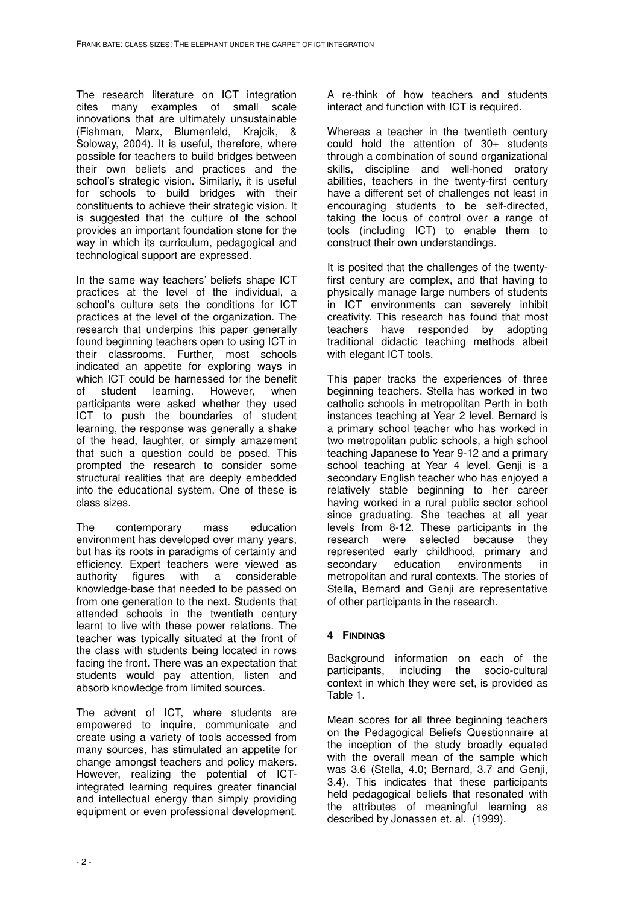The research literature on ICT integration cites many examples of small scale innovations that are ultimately unsustainable (Fishman, Marx, Blumenfeld, Krajcik, & Soloway, 2004). It is useful, therefore, where possible for teachers to build bridges between their own beliefs and practices and the school's strategic vision. Similarly, it is useful for schools to build bridges with their constituents to achieve their strategic vision. It is suggested that the culture of the school provides an important foundation stone for the way in which its curriculum, pedagogical and technological support are expressed.

In the same way teachers' beliefs shape ICT practices at the level of the individual, a school's culture sets the conditions for ICT practices at the level of the organization. The research that underpins this paper generally found beginning teachers open to using ICT in their classrooms. Further, most schools indicated an appetite for exploring ways in which ICT could be harnessed for the benefit of student learning. However, when participants were asked whether they used ICT to push the boundaries of student learning, the response was generally a shake of the head, laughter, or simply amazement that such a question could be posed. This prompted the research to consider some structural realities that are deeply embedded into the educational system. One of these is class sizes.

The contemporary mass education environment has developed over many years, but has its roots in paradigms of certainty and efficiency. Expert teachers were viewed as authority figures with a considerable knowledge-base that needed to be passed on from one generation to the next. Students that attended schools in the twentieth century learnt to live with these power relations. The teacher was typically situated at the front of the class with students being located in rows facing the front. There was an expectation that students would pay attention, listen and absorb knowledge from limited sources.

The advent of ICT, where students are empowered to inquire, communicate and create using a variety of tools accessed from many sources, has stimulated an appetite for change amongst teachers and policy makers. However, realizing the potential of ICT-integrated learning requires greater financial and intellectual energy than simply providing equipment or even professional development. A re-think of how teachers and students interact and function with ICT is required.

Whereas a teacher in the twentieth century could hold the attention of 30+ students through a combination of sound organizational skills, discipline and well-honed oratory abilities, teachers in the twenty-first century have a different set of challenges not least in encouraging students to be self-directed, taking the locus of control over a range of tools (including ICT) to enable them to construct their own understandings.

It is posited that the challenges of the twenty-first century are complex, and that having to physically manage large numbers of students in ICT environments can severely inhibit creativity. This research has found that most teachers have responded by adopting traditional didactic teaching methods albeit with elegant ICT tools.

This paper tracks the experiences of three beginning teachers. Stella has worked in two catholic schools in metropolitan Perth in both instances teaching at Year 2 level. Bernard is a primary school teacher who has worked in two metropolitan public schools, a high school teaching Japanese to Year 9-12 and a primary school teaching at Year 4 level. Genji is a secondary English teacher who has enjoyed a relatively stable beginning to her career having worked in a rural public sector school since graduating. She teaches at all year levels from 8-12. These participants in the research were selected because they represented early childhood, primary and secondary education environments in metropolitan and rural contexts. The stories of Stella, Bernard and Genji are representative of other participants in the research.

## 4 FINDINGS

Background information on each of the participants, including the socio-cultural context in which they were set, is provided as Table 1.

Mean scores for all three beginning teachers on the Pedagogical Beliefs Questionnaire at the inception of the study broadly equated with the overall mean of the sample which was 3.6 (Stella, 4.0; Bernard, 3.7 and Genji, 3.4). This indicates that these participants held pedagogical beliefs that resonated with the attributes of meaningful learning as described by Jonassen et. al. (1999).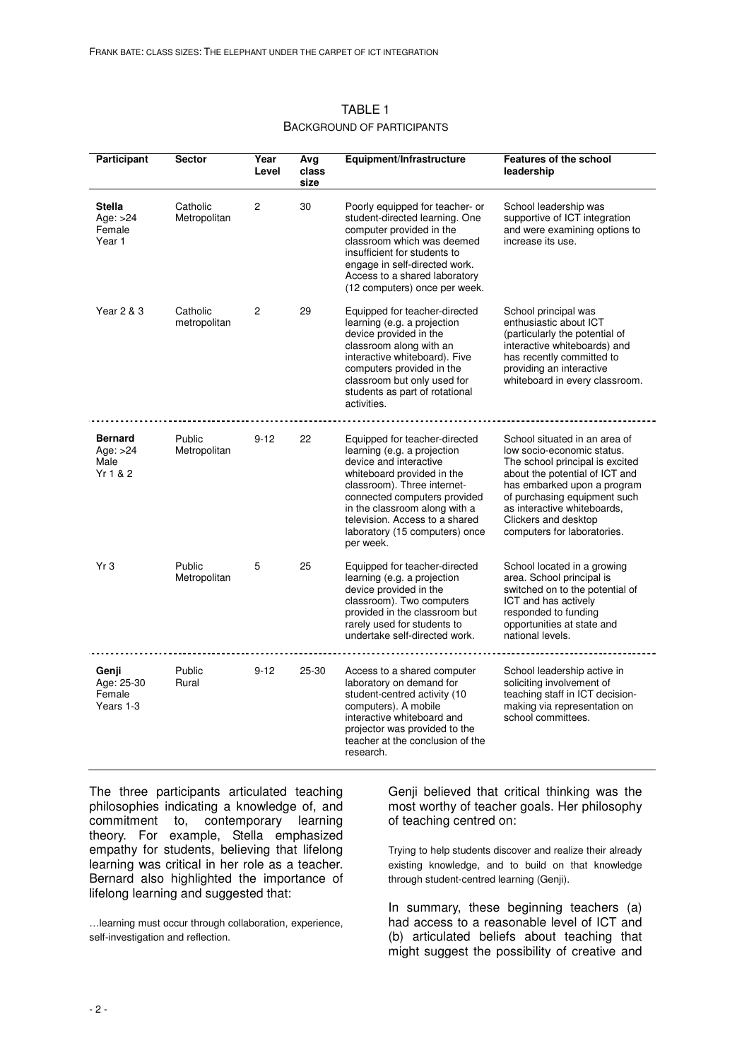TABLE 1

BACKGROUND OF PARTICIPANTS

| Participant | Sector | Year Level | Avg class size | Equipment/Infrastructure | Features of the school leadership |
|---|---|---|---|---|---|
| **Stella** Age: >24 Female Year 1 | Catholic Metropolitan | 2 | 30 | Poorly equipped for teacher- or student-directed learning. One computer provided in the classroom which was deemed insufficient for students to engage in self-directed work. Access to a shared laboratory (12 computers) once per week. | School leadership was supportive of ICT integration and were examining options to increase its use. |
| Year 2 & 3 | Catholic metropolitan | 2 | 29 | Equipped for teacher-directed learning (e.g. a projection device provided in the classroom along with an interactive whiteboard). Five computers provided in the classroom but only used for students as part of rotational activities. | School principal was enthusiastic about ICT (particularly the potential of interactive whiteboards) and has recently committed to providing an interactive whiteboard in every classroom. |
| **Bernard** Age: >24 Male Yr 1 & 2 | Public Metropolitan | 9-12 | 22 | Equipped for teacher-directed learning (e.g. a projection device and interactive whiteboard provided in the classroom). Three internet-connected computers provided in the classroom along with a television. Access to a shared laboratory (15 computers) once per week. | School situated in an area of low socio-economic status. The school principal is excited about the potential of ICT and has embarked upon a program of purchasing equipment such as interactive whiteboards, Clickers and desktop computers for laboratories. |
| Yr 3 | Public Metropolitan | 5 | 25 | Equipped for teacher-directed learning (e.g. a projection device provided in the classroom). Two computers provided in the classroom but rarely used for students to undertake self-directed work. | School located in a growing area. School principal is switched on to the potential of ICT and has actively responded to funding opportunities at state and national levels. |
| **Genji** Age: 25-30 Female Years 1-3 | Public Rural | 9-12 | 25-30 | Access to a shared computer laboratory on demand for student-centred activity (10 computers). A mobile interactive whiteboard and projector was provided to the teacher at the conclusion of the research. | School leadership active in soliciting involvement of teaching staff in ICT decision-making via representation on school committees. |

The three participants articulated teaching philosophies indicating a knowledge of, and commitment to, contemporary learning theory. For example, Stella emphasized empathy for students, believing that lifelong learning was critical in her role as a teacher. Bernard also highlighted the importance of lifelong learning and suggested that:

> …learning must occur through collaboration, experience, self-investigation and reflection.

Genji believed that critical thinking was the most worthy of teacher goals. Her philosophy of teaching centred on:

> Trying to help students discover and realize their already existing knowledge, and to build on that knowledge through student-centred learning (Genji).

In summary, these beginning teachers (a) had access to a reasonable level of ICT and (b) articulated beliefs about teaching that might suggest the possibility of creative and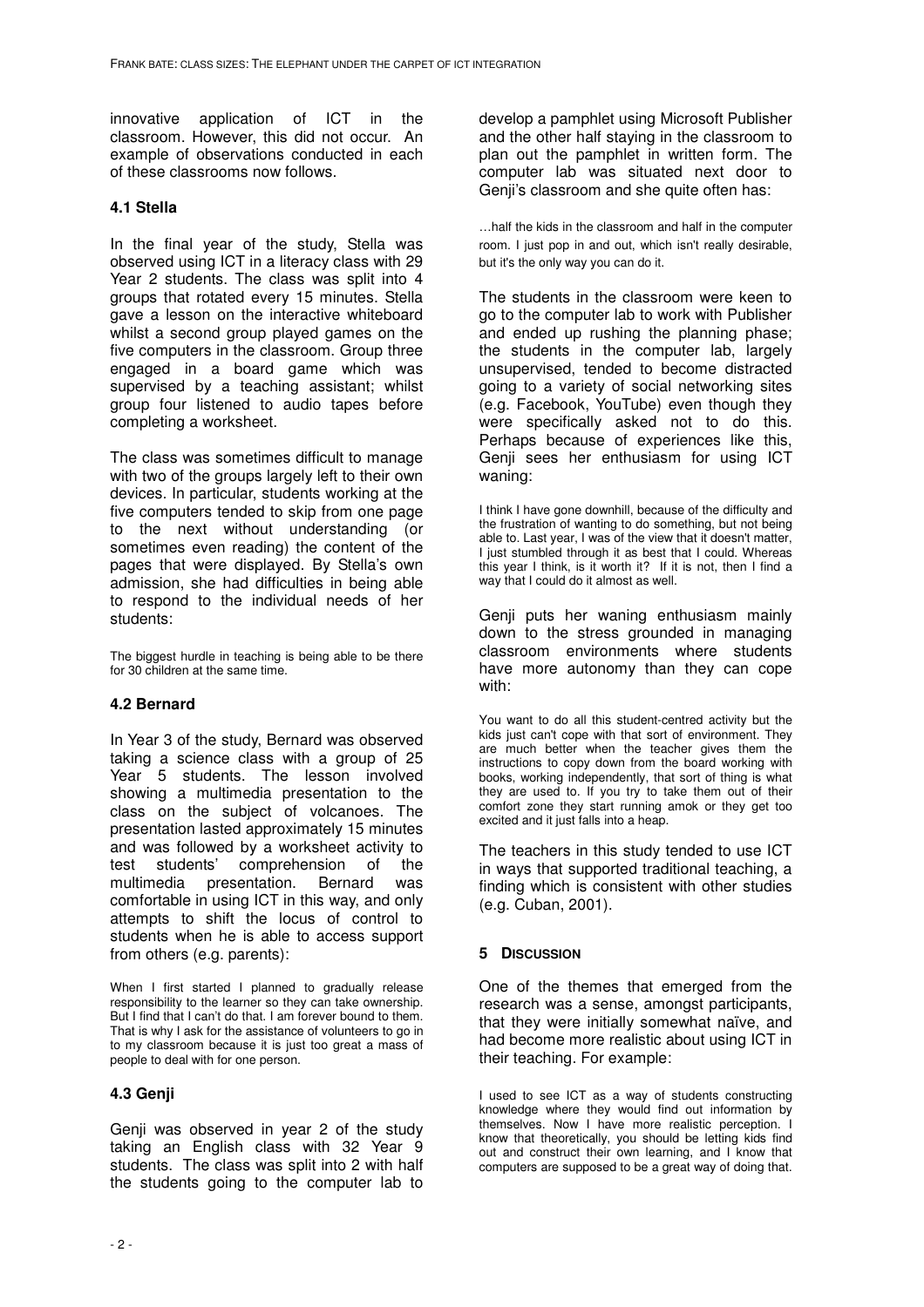innovative application of ICT in the classroom. However, this did not occur. An example of observations conducted in each of these classrooms now follows.

### 4.1 Stella

In the final year of the study, Stella was observed using ICT in a literacy class with 29 Year 2 students. The class was split into 4 groups that rotated every 15 minutes. Stella gave a lesson on the interactive whiteboard whilst a second group played games on the five computers in the classroom. Group three engaged in a board game which was supervised by a teaching assistant; whilst group four listened to audio tapes before completing a worksheet.

The class was sometimes difficult to manage with two of the groups largely left to their own devices. In particular, students working at the five computers tended to skip from one page to the next without understanding (or sometimes even reading) the content of the pages that were displayed. By Stella's own admission, she had difficulties in being able to respond to the individual needs of her students:

> The biggest hurdle in teaching is being able to be there for 30 children at the same time.

### 4.2 Bernard

In Year 3 of the study, Bernard was observed taking a science class with a group of 25 Year 5 students. The lesson involved showing a multimedia presentation to the class on the subject of volcanoes. The presentation lasted approximately 15 minutes and was followed by a worksheet activity to test students' comprehension of the multimedia presentation. Bernard was comfortable in using ICT in this way, and only attempts to shift the locus of control to students when he is able to access support from others (e.g. parents):

> When I first started I planned to gradually release responsibility to the learner so they can take ownership. But I find that I can't do that. I am forever bound to them. That is why I ask for the assistance of volunteers to go in to my classroom because it is just too great a mass of people to deal with for one person.

### 4.3 Genji

Genji was observed in year 2 of the study taking an English class with 32 Year 9 students. The class was split into 2 with half the students going to the computer lab to develop a pamphlet using Microsoft Publisher and the other half staying in the classroom to plan out the pamphlet in written form. The computer lab was situated next door to Genji's classroom and she quite often has:

> …half the kids in the classroom and half in the computer room. I just pop in and out, which isn't really desirable, but it's the only way you can do it.

The students in the classroom were keen to go to the computer lab to work with Publisher and ended up rushing the planning phase; the students in the computer lab, largely unsupervised, tended to become distracted going to a variety of social networking sites (e.g. Facebook, YouTube) even though they were specifically asked not to do this. Perhaps because of experiences like this, Genji sees her enthusiasm for using ICT waning:

> I think I have gone downhill, because of the difficulty and the frustration of wanting to do something, but not being able to. Last year, I was of the view that it doesn't matter, I just stumbled through it as best that I could. Whereas this year I think, is it worth it? If it is not, then I find a way that I could do it almost as well.

Genji puts her waning enthusiasm mainly down to the stress grounded in managing classroom environments where students have more autonomy than they can cope with:

> You want to do all this student-centred activity but the kids just can't cope with that sort of environment. They are much better when the teacher gives them the instructions to copy down from the board working with books, working independently, that sort of thing is what they are used to. If you try to take them out of their comfort zone they start running amok or they get too excited and it just falls into a heap.

The teachers in this study tended to use ICT in ways that supported traditional teaching, a finding which is consistent with other studies (e.g. Cuban, 2001).

## 5 Discussion

One of the themes that emerged from the research was a sense, amongst participants, that they were initially somewhat naïve, and had become more realistic about using ICT in their teaching. For example:

> I used to see ICT as a way of students constructing knowledge where they would find out information by themselves. Now I have more realistic perception. I know that theoretically, you should be letting kids find out and construct their own learning, and I know that computers are supposed to be a great way of doing that.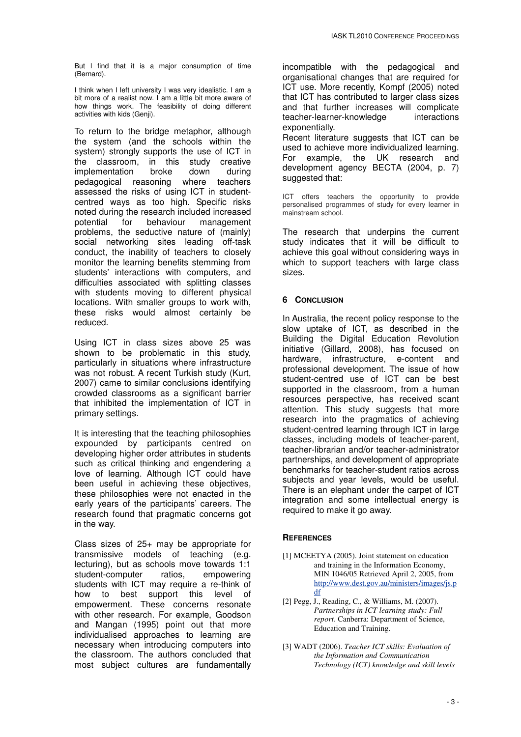But I find that it is a major consumption of time (Bernard).

I think when I left university I was very idealistic. I am a bit more of a realist now. I am a little bit more aware of how things work. The feasibility of doing different activities with kids (Genji).

To return to the bridge metaphor, although the system (and the schools within the system) strongly supports the use of ICT in the classroom, in this study creative implementation broke down during pedagogical reasoning where teachers assessed the risks of using ICT in student-centred ways as too high. Specific risks noted during the research included increased potential for behaviour management problems, the seductive nature of (mainly) social networking sites leading off-task conduct, the inability of teachers to closely monitor the learning benefits stemming from students' interactions with computers, and difficulties associated with splitting classes with students moving to different physical locations. With smaller groups to work with, these risks would almost certainly be reduced.

Using ICT in class sizes above 25 was shown to be problematic in this study, particularly in situations where infrastructure was not robust. A recent Turkish study (Kurt, 2007) came to similar conclusions identifying crowded classrooms as a significant barrier that inhibited the implementation of ICT in primary settings.

It is interesting that the teaching philosophies expounded by participants centred on developing higher order attributes in students such as critical thinking and engendering a love of learning. Although ICT could have been useful in achieving these objectives, these philosophies were not enacted in the early years of the participants' careers. The research found that pragmatic concerns got in the way.

Class sizes of 25+ may be appropriate for transmissive models of teaching (e.g. lecturing), but as schools move towards 1:1 student-computer ratios, empowering students with ICT may require a re-think of how to best support this level of empowerment. These concerns resonate with other research. For example, Goodson and Mangan (1995) point out that more individualised approaches to learning are necessary when introducing computers into the classroom. The authors concluded that most subject cultures are fundamentally incompatible with the pedagogical and organisational changes that are required for ICT use. More recently, Kompf (2005) noted that ICT has contributed to larger class sizes and that further increases will complicate teacher-learner-knowledge interactions exponentially.

Recent literature suggests that ICT can be used to achieve more individualized learning. For example, the UK research and development agency BECTA (2004, p. 7) suggested that:

ICT offers teachers the opportunity to provide personalised programmes of study for every learner in mainstream school.

The research that underpins the current study indicates that it will be difficult to achieve this goal without considering ways in which to support teachers with large class sizes.

## 6 Conclusion

In Australia, the recent policy response to the slow uptake of ICT, as described in the Building the Digital Education Revolution initiative (Gillard, 2008), has focused on hardware, infrastructure, e-content and professional development. The issue of how student-centred use of ICT can be best supported in the classroom, from a human resources perspective, has received scant attention. This study suggests that more research into the pragmatics of achieving student-centred learning through ICT in large classes, including models of teacher-parent, teacher-librarian and/or teacher-administrator partnerships, and development of appropriate benchmarks for teacher-student ratios across subjects and year levels, would be useful. There is an elephant under the carpet of ICT integration and some intellectual energy is required to make it go away.

## References

[1] MCEETYA (2005). Joint statement on education and training in the Information Economy, MIN 1046/05 Retrieved April 2, 2005, from http://www.dest.gov.au/ministers/images/js.pdf

[2] Pegg, J., Reading, C., & Williams, M. (2007). *Partnerships in ICT learning study: Full report*. Canberra: Department of Science, Education and Training.

[3] WADT (2006). *Teacher ICT skills: Evaluation of the Information and Communication Technology (ICT) knowledge and skill levels*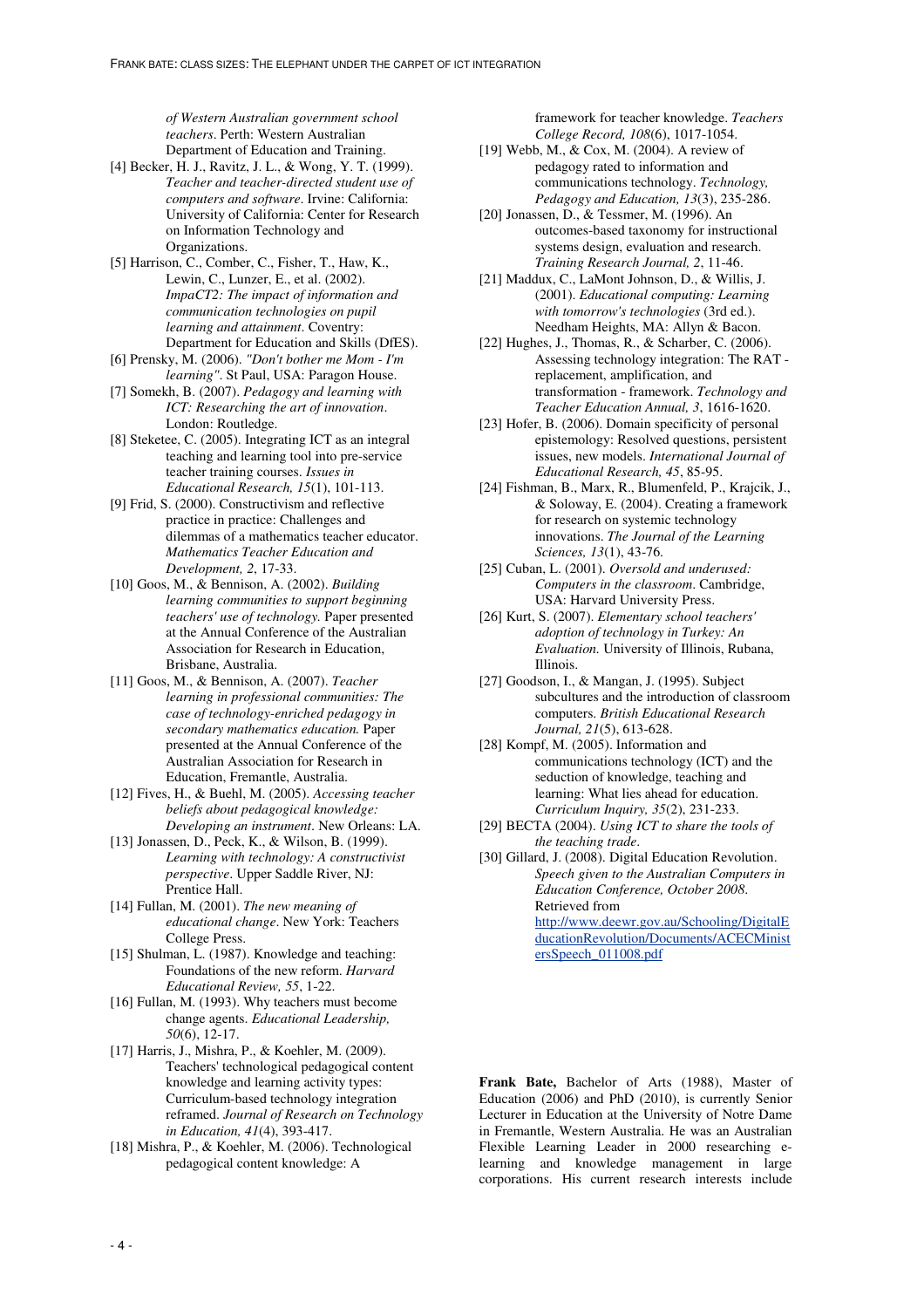*of Western Australian government school teachers*. Perth: Western Australian Department of Education and Training.

[4] Becker, H. J., Ravitz, J. L., & Wong, Y. T. (1999). *Teacher and teacher-directed student use of computers and software*. Irvine: California: University of California: Center for Research on Information Technology and Organizations.

[5] Harrison, C., Comber, C., Fisher, T., Haw, K., Lewin, C., Lunzer, E., et al. (2002). *ImpaCT2: The impact of information and communication technologies on pupil learning and attainment*. Coventry: Department for Education and Skills (DfES).

[6] Prensky, M. (2006). *"Don't bother me Mom - I'm learning"*. St Paul, USA: Paragon House.

[7] Somekh, B. (2007). *Pedagogy and learning with ICT: Researching the art of innovation*. London: Routledge.

[8] Steketee, C. (2005). Integrating ICT as an integral teaching and learning tool into pre-service teacher training courses. *Issues in Educational Research, 15*(1), 101-113.

[9] Frid, S. (2000). Constructivism and reflective practice in practice: Challenges and dilemmas of a mathematics teacher educator. *Mathematics Teacher Education and Development, 2*, 17-33.

[10] Goos, M., & Bennison, A. (2002). *Building learning communities to support beginning teachers' use of technology.* Paper presented at the Annual Conference of the Australian Association for Research in Education, Brisbane, Australia.

[11] Goos, M., & Bennison, A. (2007). *Teacher learning in professional communities: The case of technology-enriched pedagogy in secondary mathematics education.* Paper presented at the Annual Conference of the Australian Association for Research in Education, Fremantle, Australia.

[12] Fives, H., & Buehl, M. (2005). *Accessing teacher beliefs about pedagogical knowledge: Developing an instrument*. New Orleans: LA.

[13] Jonassen, D., Peck, K., & Wilson, B. (1999). *Learning with technology: A constructivist perspective*. Upper Saddle River, NJ: Prentice Hall.

[14] Fullan, M. (2001). *The new meaning of educational change*. New York: Teachers College Press.

[15] Shulman, L. (1987). Knowledge and teaching: Foundations of the new reform. *Harvard Educational Review, 55*, 1-22.

[16] Fullan, M. (1993). Why teachers must become change agents. *Educational Leadership, 50*(6), 12-17.

[17] Harris, J., Mishra, P., & Koehler, M. (2009). Teachers' technological pedagogical content knowledge and learning activity types: Curriculum-based technology integration reframed. *Journal of Research on Technology in Education, 41*(4), 393-417.

[18] Mishra, P., & Koehler, M. (2006). Technological pedagogical content knowledge: A framework for teacher knowledge. *Teachers College Record, 108*(6), 1017-1054.

[19] Webb, M., & Cox, M. (2004). A review of pedagogy rated to information and communications technology. *Technology, Pedagogy and Education, 13*(3), 235-286.

[20] Jonassen, D., & Tessmer, M. (1996). An outcomes-based taxonomy for instructional systems design, evaluation and research. *Training Research Journal, 2*, 11-46.

[21] Maddux, C., LaMont Johnson, D., & Willis, J. (2001). *Educational computing: Learning with tomorrow's technologies* (3rd ed.). Needham Heights, MA: Allyn & Bacon.

[22] Hughes, J., Thomas, R., & Scharber, C. (2006). Assessing technology integration: The RAT - replacement, amplification, and transformation - framework. *Technology and Teacher Education Annual, 3*, 1616-1620.

[23] Hofer, B. (2006). Domain specificity of personal epistemology: Resolved questions, persistent issues, new models. *International Journal of Educational Research, 45*, 85-95.

[24] Fishman, B., Marx, R., Blumenfeld, P., Krajcik, J., & Soloway, E. (2004). Creating a framework for research on systemic technology innovations. *The Journal of the Learning Sciences, 13*(1), 43-76.

[25] Cuban, L. (2001). *Oversold and underused: Computers in the classroom*. Cambridge, USA: Harvard University Press.

[26] Kurt, S. (2007). *Elementary school teachers' adoption of technology in Turkey: An Evaluation.* University of Illinois, Rubana, Illinois.

[27] Goodson, I., & Mangan, J. (1995). Subject subcultures and the introduction of classroom computers. *British Educational Research Journal, 21*(5), 613-628.

[28] Kompf, M. (2005). Information and communications technology (ICT) and the seduction of knowledge, teaching and learning: What lies ahead for education. *Curriculum Inquiry, 35*(2), 231-233.

[29] BECTA (2004). *Using ICT to share the tools of the teaching trade*.

[30] Gillard, J. (2008). Digital Education Revolution. *Speech given to the Australian Computers in Education Conference, October 2008*. Retrieved from http://www.deewr.gov.au/Schooling/DigitalEducationRevolution/Documents/ACECMinistersSpeech_011008.pdf

**Frank Bate,** Bachelor of Arts (1988), Master of Education (2006) and PhD (2010), is currently Senior Lecturer in Education at the University of Notre Dame in Fremantle, Western Australia. He was an Australian Flexible Learning Leader in 2000 researching e-learning and knowledge management in large corporations. His current research interests include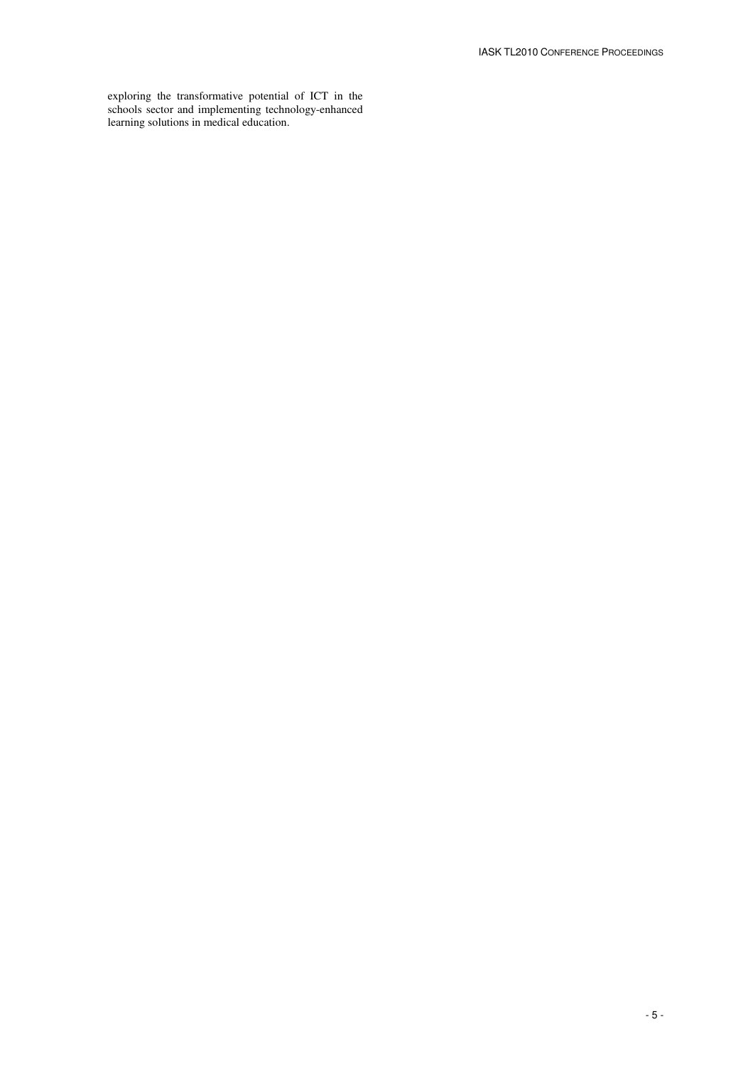exploring the transformative potential of ICT in the schools sector and implementing technology-enhanced learning solutions in medical education.